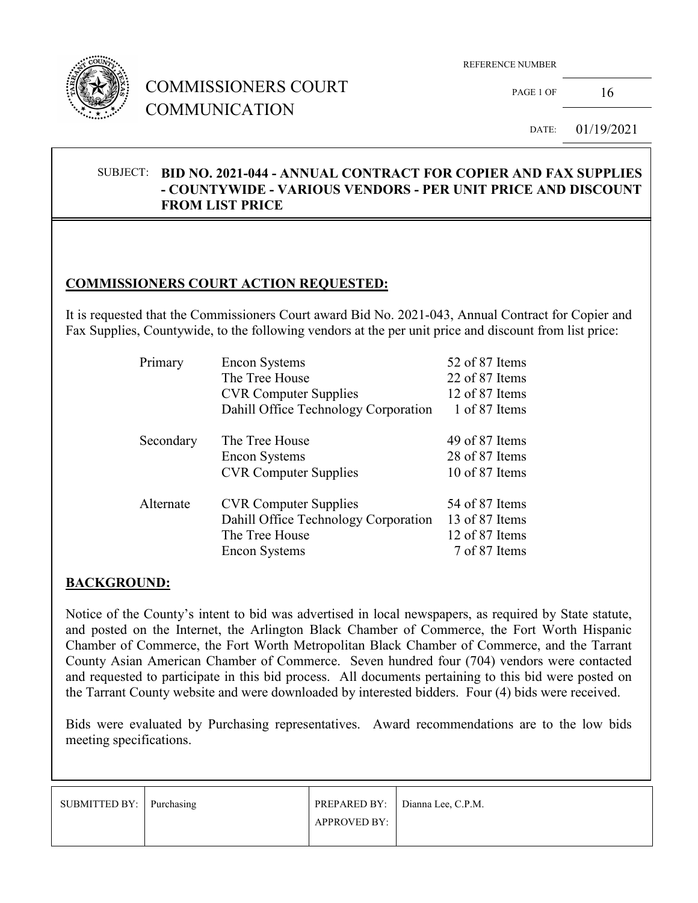COMMISSIONERS COURT COMMUNICATION

| REFERENCE NUMBER | |
|---|---|
| PAGE 1 OF | 16 |
| DATE: | 01/19/2021 |

SUBJECT: **BID NO. 2021-044 - ANNUAL CONTRACT FOR COPIER AND FAX SUPPLIES - COUNTYWIDE - VARIOUS VENDORS - PER UNIT PRICE AND DISCOUNT FROM LIST PRICE**

## COMMISSIONERS COURT ACTION REQUESTED:

It is requested that the Commissioners Court award Bid No. 2021-043, Annual Contract for Copier and Fax Supplies, Countywide, to the following vendors at the per unit price and discount from list price:

| | | |
|---|---|---|
| Primary | Encon Systems | 52 of 87 Items |
| | The Tree House | 22 of 87 Items |
| | CVR Computer Supplies | 12 of 87 Items |
| | Dahill Office Technology Corporation | 1 of 87 Items |
| Secondary | The Tree House | 49 of 87 Items |
| | Encon Systems | 28 of 87 Items |
| | CVR Computer Supplies | 10 of 87 Items |
| Alternate | CVR Computer Supplies | 54 of 87 Items |
| | Dahill Office Technology Corporation | 13 of 87 Items |
| | The Tree House | 12 of 87 Items |
| | Encon Systems | 7 of 87 Items |

## BACKGROUND:

Notice of the County's intent to bid was advertised in local newspapers, as required by State statute, and posted on the Internet, the Arlington Black Chamber of Commerce, the Fort Worth Hispanic Chamber of Commerce, the Fort Worth Metropolitan Black Chamber of Commerce, and the Tarrant County Asian American Chamber of Commerce. Seven hundred four (704) vendors were contacted and requested to participate in this bid process. All documents pertaining to this bid were posted on the Tarrant County website and were downloaded by interested bidders. Four (4) bids were received.

Bids were evaluated by Purchasing representatives. Award recommendations are to the low bids meeting specifications.

| SUBMITTED BY: | Purchasing | PREPARED BY: | Dianna Lee, C.P.M. |
|---|---|---|---|
| | | APPROVED BY: | |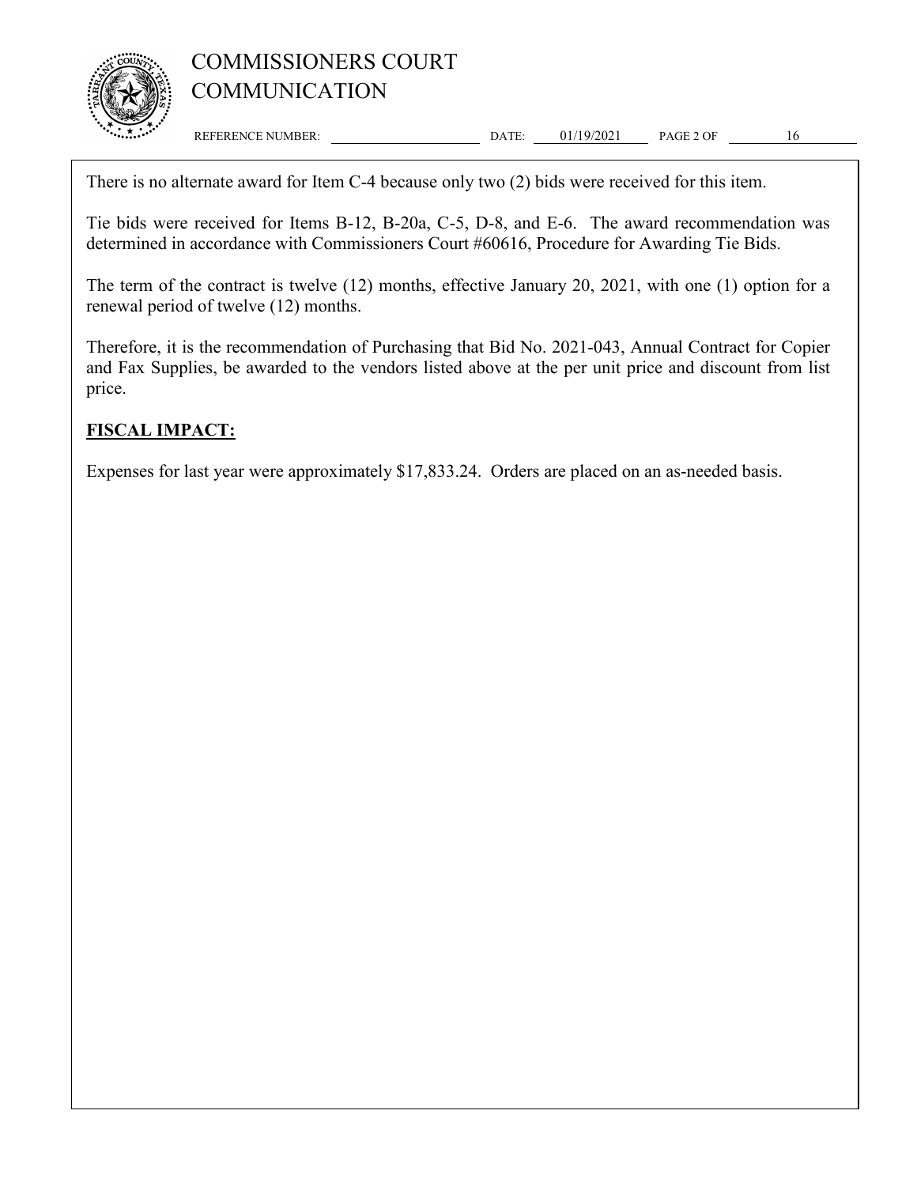There is no alternate award for Item C-4 because only two (2) bids were received for this item.

Tie bids were received for Items B-12, B-20a, C-5, D-8, and E-6. The award recommendation was determined in accordance with Commissioners Court #60616, Procedure for Awarding Tie Bids.

The term of the contract is twelve (12) months, effective January 20, 2021, with one (1) option for a renewal period of twelve (12) months.

Therefore, it is the recommendation of Purchasing that Bid No. 2021-043, Annual Contract for Copier and Fax Supplies, be awarded to the vendors listed above at the per unit price and discount from list price.

**FISCAL IMPACT:**

Expenses for last year were approximately $17,833.24. Orders are placed on an as-needed basis.